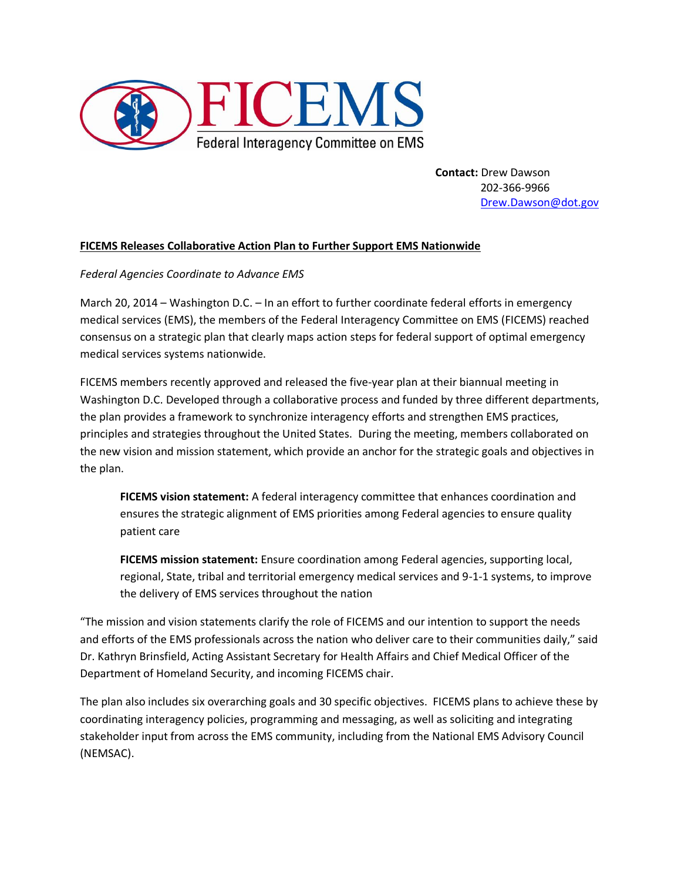FICEMS

Federal Interagency Committee on EMS

**Contact:** Drew Dawson
202-366-9966
Drew.Dawson@dot.gov

**FICEMS Releases Collaborative Action Plan to Further Support EMS Nationwide**

*Federal Agencies Coordinate to Advance EMS*

March 20, 2014 – Washington D.C. – In an effort to further coordinate federal efforts in emergency medical services (EMS), the members of the Federal Interagency Committee on EMS (FICEMS) reached consensus on a strategic plan that clearly maps action steps for federal support of optimal emergency medical services systems nationwide.

FICEMS members recently approved and released the five-year plan at their biannual meeting in Washington D.C. Developed through a collaborative process and funded by three different departments, the plan provides a framework to synchronize interagency efforts and strengthen EMS practices, principles and strategies throughout the United States. During the meeting, members collaborated on the new vision and mission statement, which provide an anchor for the strategic goals and objectives in the plan.

> **FICEMS vision statement:** A federal interagency committee that enhances coordination and ensures the strategic alignment of EMS priorities among Federal agencies to ensure quality patient care
>
> **FICEMS mission statement:** Ensure coordination among Federal agencies, supporting local, regional, State, tribal and territorial emergency medical services and 9-1-1 systems, to improve the delivery of EMS services throughout the nation

"The mission and vision statements clarify the role of FICEMS and our intention to support the needs and efforts of the EMS professionals across the nation who deliver care to their communities daily," said Dr. Kathryn Brinsfield, Acting Assistant Secretary for Health Affairs and Chief Medical Officer of the Department of Homeland Security, and incoming FICEMS chair.

The plan also includes six overarching goals and 30 specific objectives. FICEMS plans to achieve these by coordinating interagency policies, programming and messaging, as well as soliciting and integrating stakeholder input from across the EMS community, including from the National EMS Advisory Council (NEMSAC).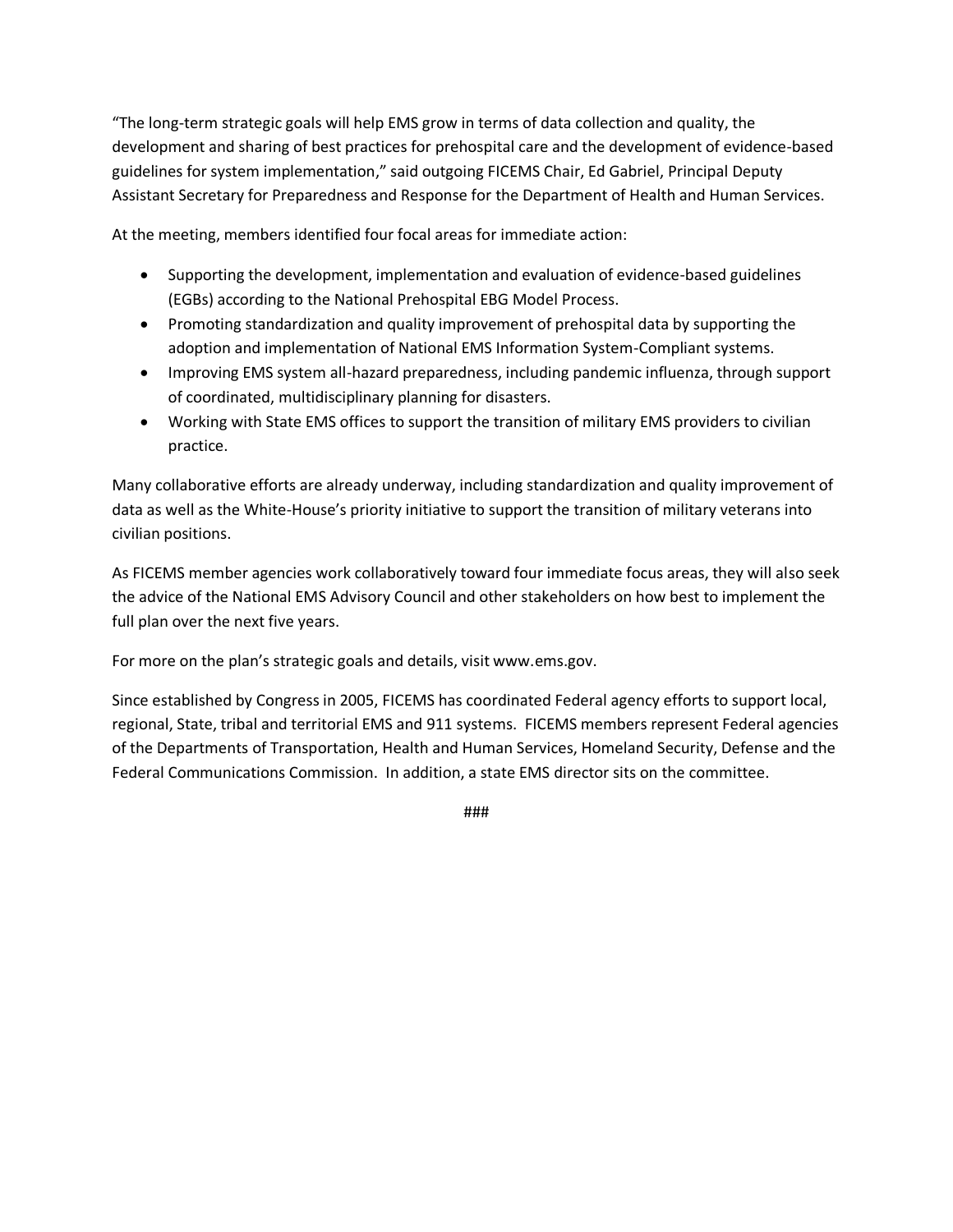"The long-term strategic goals will help EMS grow in terms of data collection and quality, the development and sharing of best practices for prehospital care and the development of evidence-based guidelines for system implementation," said outgoing FICEMS Chair, Ed Gabriel, Principal Deputy Assistant Secretary for Preparedness and Response for the Department of Health and Human Services.

At the meeting, members identified four focal areas for immediate action:

- Supporting the development, implementation and evaluation of evidence-based guidelines (EGBs) according to the National Prehospital EBG Model Process.
- Promoting standardization and quality improvement of prehospital data by supporting the adoption and implementation of National EMS Information System-Compliant systems.
- Improving EMS system all-hazard preparedness, including pandemic influenza, through support of coordinated, multidisciplinary planning for disasters.
- Working with State EMS offices to support the transition of military EMS providers to civilian practice.

Many collaborative efforts are already underway, including standardization and quality improvement of data as well as the White-House's priority initiative to support the transition of military veterans into civilian positions.

As FICEMS member agencies work collaboratively toward four immediate focus areas, they will also seek the advice of the National EMS Advisory Council and other stakeholders on how best to implement the full plan over the next five years.

For more on the plan's strategic goals and details, visit www.ems.gov.

Since established by Congress in 2005, FICEMS has coordinated Federal agency efforts to support local, regional, State, tribal and territorial EMS and 911 systems. FICEMS members represent Federal agencies of the Departments of Transportation, Health and Human Services, Homeland Security, Defense and the Federal Communications Commission. In addition, a state EMS director sits on the committee.

###